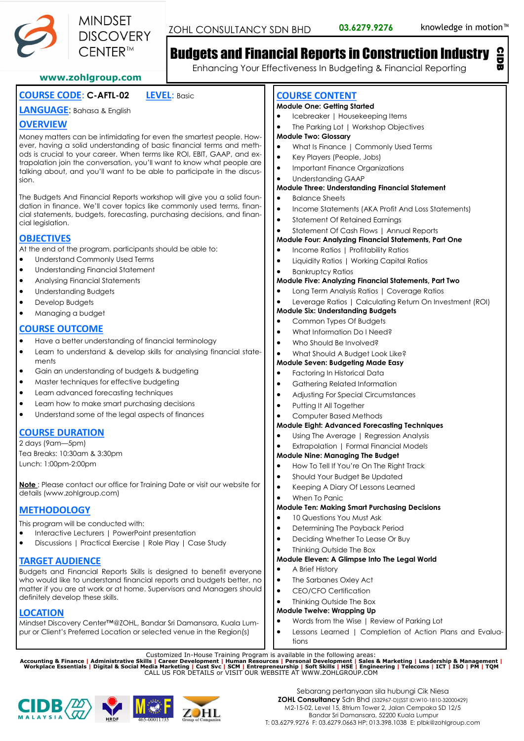MINDSET DISCOVERY CENTER™

www.zohlgroup.com

ZOHL CONSULTANCY SDN BHD 03.6279.9276 knowledge in motion™

# Budgets and Financial Reports in Construction Industry

Enhancing Your Effectiveness In Budgeting & Financial Reporting

CIDB

**COURSE CODE**: **C-AFTL-02** **LEVEL**: Basic

**LANGUAGE**: Bahasa & English

## OVERVIEW

Money matters can be intimidating for even the smartest people. However, having a solid understanding of basic financial terms and methods is crucial to your career. When terms like ROI, EBIT, GAAP, and extrapolation join the conversation, you'll want to know what people are talking about, and you'll want to be able to participate in the discussion.

The Budgets And Financial Reports workshop will give you a solid foundation in finance. We'll cover topics like commonly used terms, financial statements, budgets, forecasting, purchasing decisions, and financial legislation.

## OBJECTIVES

At the end of the program, participants should be able to:

- Understand Commonly Used Terms
- Understanding Financial Statement
- Analysing Financial Statements
- Understanding Budgets
- Develop Budgets
- Managing a budget

## COURSE OUTCOME

- Have a better understanding of financial terminology
- Learn to understand & develop skills for analysing financial statements
- Gain an understanding of budgets & budgeting
- Master techniques for effective budgeting
- Learn advanced forecasting techniques
- Learn how to make smart purchasing decisions
- Understand some of the legal aspects of finances

## COURSE DURATION

2 days (9am—5pm)

Tea Breaks: 10:30am & 3:30pm

Lunch: 1:00pm-2:00pm

**Note** : Please contact our office for Training Date or visit our website for details (www.zohlgroup.com)

## METHODOLOGY

This program will be conducted with:

- Interactive Lecturers | PowerPoint presentation
- Discussions | Practical Exercise | Role Play | Case Study

## TARGET AUDIENCE

Budgets and Financial Reports Skills is designed to benefit everyone who would like to understand financial reports and budgets better, no matter if you are at work or at home. Supervisors and Managers should definitely develop these skills.

## LOCATION

Mindset Discovery Center™@ZOHL, Bandar Sri Damansara, Kuala Lumpur or Client's Preferred Location or selected venue in the Region(s)

## COURSE CONTENT

**Module One: Getting Started**

- Icebreaker | Housekeeping Items
- The Parking Lot | Workshop Objectives

**Module Two: Glossary**

- What Is Finance | Commonly Used Terms
- Key Players (People, Jobs)
- Important Finance Organizations
- Understanding GAAP

**Module Three: Understanding Financial Statement**

- Balance Sheets
- Income Statements (AKA Profit And Loss Statements)
- Statement Of Retained Earnings
- Statement Of Cash Flows | Annual Reports

**Module Four: Analyzing Financial Statements, Part One**

- Income Ratios | Profitability Ratios
- Liquidity Ratios | Working Capital Ratios
- Bankruptcy Ratios

**Module Five: Analyzing Financial Statements, Part Two**

- Long Term Analysis Ratios | Coverage Ratios
- Leverage Ratios | Calculating Return On Investment (ROI)

**Module Six: Understanding Budgets**

- Common Types Of Budgets
- What Information Do I Need?
- Who Should Be Involved?
- What Should A Budget Look Like?

**Module Seven: Budgeting Made Easy**

- Factoring In Historical Data
- Gathering Related Information
- Adjusting For Special Circumstances
- Putting It All Together
- Computer Based Methods

**Module Eight: Advanced Forecasting Techniques**

- Using The Average | Regression Analysis
- Extrapolation | Formal Financial Models

**Module Nine: Managing The Budget**

- How To Tell If You're On The Right Track
- Should Your Budget Be Updated
- Keeping A Diary Of Lessons Learned
- When To Panic

**Module Ten: Making Smart Purchasing Decisions**

- 10 Questions You Must Ask
- Determining The Payback Period
- Deciding Whether To Lease Or Buy
- Thinking Outside The Box

**Module Eleven: A Glimpse Into The Legal World**

- A Brief History
- The Sarbanes Oxley Act
- CEO/CFO Certification
- Thinking Outside The Box

**Module Twelve: Wrapping Up**

- Words from the Wise | Review of Parking Lot
- Lessons Learned | Completion of Action Plans and Evaluations

Customized In-House Training Program is available in the following areas:

**Accounting & Finance | Administrative Skills | Career Development | Human Resources | Personal Development | Sales & Marketing | Leadership & Management | Workplace Essentials | Digital & Social Media Marketing | Cust Svc | SCM | Entrepreneurship | Soft Skills | HSE | Engineering | Telecoms | ICT | ISO | PM | TQM**

CALL US FOR DETAILS or VISIT OUR WEBSITE AT WWW.ZOHLGROUP.COM

CIDB MALAYSIA | HRDF | MSF 465-00011735 | ZOHL Group of Companies

Sebarang pertanyaan sila hubungi Cik Niesa

**ZOHL Consultancy** Sdn Bhd (332967-D)(SST ID:W10-1810-32000429)

M2-15-02, Level 15, 8trium Tower 2, Jalan Cempaka SD 12/5

Bandar Sri Damansara, 52200 Kuala Lumpur

T: 03.6279.9276 F: 03.6279.0663 HP: 013.398.1038 E: plbk@zohlgroup.com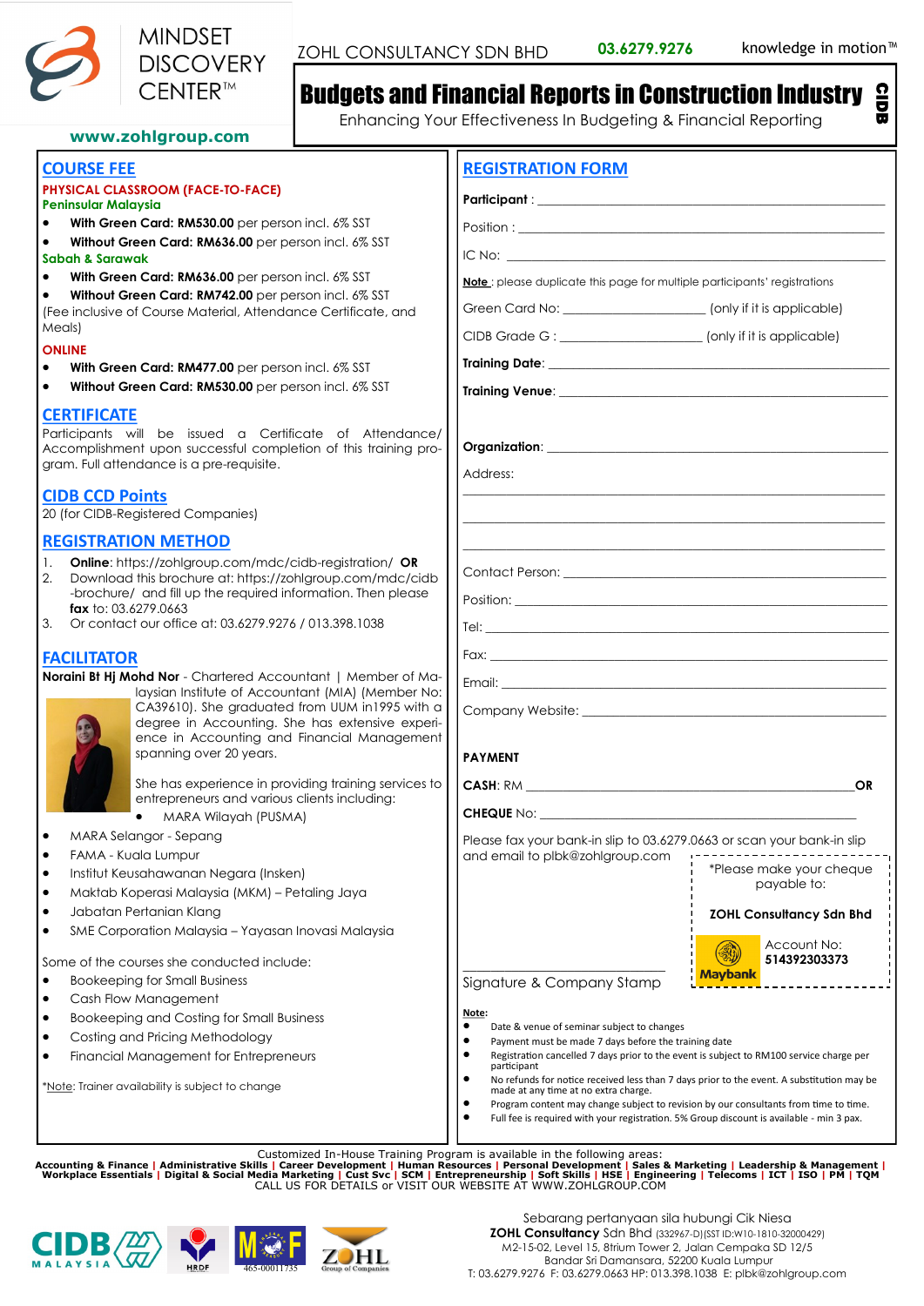MINDSET DISCOVERY CENTER™

www.zohlgroup.com

ZOHL CONSULTANCY SDN BHD 03.6279.9276 knowledge in motion™

# Budgets and Financial Reports in Construction Industry

Enhancing Your Effectiveness In Budgeting & Financial Reporting

CIDB

## COURSE FEE

**PHYSICAL CLASSROOM (FACE-TO-FACE)**

**Peninsular Malaysia**

- **With Green Card: RM530.00** per person incl. 6% SST
- **Without Green Card: RM636.00** per person incl. 6% SST

**Sabah & Sarawak**

- **With Green Card: RM636.00** per person incl. 6% SST
- **Without Green Card: RM742.00** per person incl. 6% SST

(Fee inclusive of Course Material, Attendance Certificate, and Meals)

**ONLINE**

- **With Green Card: RM477.00** per person incl. 6% SST
- **Without Green Card: RM530.00** per person incl. 6% SST

## CERTIFICATE

Participants will be issued a Certificate of Attendance/ Accomplishment upon successful completion of this training program. Full attendance is a pre-requisite.

## CIDB CCD Points

20 (for CIDB-Registered Companies)

## REGISTRATION METHOD

1. **Online**: https://zohlgroup.com/mdc/cidb-registration/ **OR**
2. Download this brochure at: https://zohlgroup.com/mdc/cidb-brochure/ and fill up the required information. Then please **fax** to: 03.6279.0663
3. Or contact our office at: 03.6279.9276 / 013.398.1038

## FACILITATOR

**Noraini Bt Hj Mohd Nor** - Chartered Accountant | Member of Malaysian Institute of Accountant (MIA) (Member No: CA39610). She graduated from UUM in1995 with a degree in Accounting. She has extensive experience in Accounting and Financial Management spanning over 20 years.

She has experience in providing training services to entrepreneurs and various clients including:

- MARA Wilayah (PUSMA)
- MARA Selangor - Sepang
- FAMA - Kuala Lumpur
- Institut Keusahawanan Negara (Insken)
- Maktab Koperasi Malaysia (MKM) – Petaling Jaya
- Jabatan Pertanian Klang
- SME Corporation Malaysia – Yayasan Inovasi Malaysia

Some of the courses she conducted include:

- Bookeeping for Small Business
- Cash Flow Management
- Bookeeping and Costing for Small Business
- Costing and Pricing Methodology
- Financial Management for Entrepreneurs

*Note: Trainer availability is subject to change

## REGISTRATION FORM

**Participant** : ______________________

Position : ______________________

IC No: ______________________

Note : please duplicate this page for multiple participants' registrations

Green Card No: ______________ (only if it is applicable)

CIDB Grade G : ______________ (only if it is applicable)

**Training Date**: ______________________

**Training Venue**: ______________________

**Organization**: ______________________

Address:

______________________

______________________

______________________

Contact Person: ______________________

Position: ______________________

Tel: ______________________

Fax: ______________________

Email: ______________________

Company Website: ______________________

**PAYMENT**

**CASH**: RM ______________________ **OR**

**CHEQUE** No: ______________________

Please fax your bank-in slip to 03.6279.0663 or scan your bank-in slip and email to plbk@zohlgroup.com

*Please make your cheque payable to:

**ZOHL Consultancy Sdn Bhd**

Maybank Account No: **514392303373**

______________________

Signature & Company Stamp

**Note:**

- Date & venue of seminar subject to changes
- Payment must be made 7 days before the training date
- Registration cancelled 7 days prior to the event is subject to RM100 service charge per participant
- No refunds for notice received less than 7 days prior to the event. A substitution may be made at any time at no extra charge.
- Program content may change subject to revision by our consultants from time to time.
- Full fee is required with your registration. 5% Group discount is available - min 3 pax.

Customized In-House Training Program is available in the following areas:

**Accounting & Finance | Administrative Skills | Career Development | Human Resources | Personal Development | Sales & Marketing | Leadership & Management | Workplace Essentials | Digital & Social Media Marketing | Cust Svc | SCM | Entrepreneurship | Soft Skills | HSE | Engineering | Telecoms | ICT | ISO | PM | TQM**

CALL US FOR DETAILS or VISIT OUR WEBSITE AT WWW.ZOHLGROUP.COM

CIDB MALAYSIA | HRDF | MOF 465-00011735 | ZOHL Group of Companies

Sebarang pertanyaan sila hubungi Cik Niesa

**ZOHL Consultancy** Sdn Bhd (332967-D)(SST ID:W10-1810-32000429)

M2-15-02, Level 15, 8trium Tower 2, Jalan Cempaka SD 12/5

Bandar Sri Damansara, 52200 Kuala Lumpur

T: 03.6279.9276 F: 03.6279.0663 HP: 013.398.1038 E: plbk@zohlgroup.com